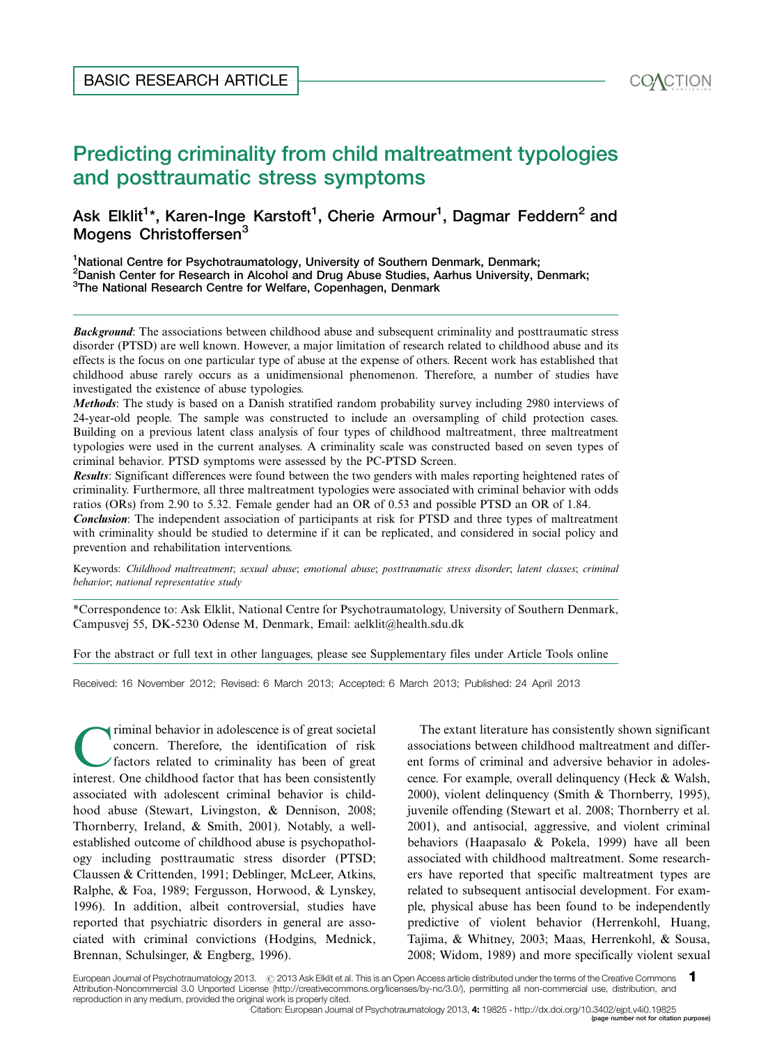BASIC RESEARCH ARTICLE

# Predicting criminality from child maltreatment typologies and posttraumatic stress symptoms

**Ask Elklit[1]*, Karen-Inge Karstoft[1], Cherie Armour[1], Dagmar Feddern[2] and Mogens Christoffersen[3]**

[1]National Centre for Psychotraumatology, University of Southern Denmark, Denmark;
[2]Danish Center for Research in Alcohol and Drug Abuse Studies, Aarhus University, Denmark;
[3]The National Research Centre for Welfare, Copenhagen, Denmark

***Background***: The associations between childhood abuse and subsequent criminality and posttraumatic stress disorder (PTSD) are well known. However, a major limitation of research related to childhood abuse and its effects is the focus on one particular type of abuse at the expense of others. Recent work has established that childhood abuse rarely occurs as a unidimensional phenomenon. Therefore, a number of studies have investigated the existence of abuse typologies.

***Methods***: The study is based on a Danish stratified random probability survey including 2980 interviews of 24-year-old people. The sample was constructed to include an oversampling of child protection cases. Building on a previous latent class analysis of four types of childhood maltreatment, three maltreatment typologies were used in the current analyses. A criminality scale was constructed based on seven types of criminal behavior. PTSD symptoms were assessed by the PC-PTSD Screen.

***Results***: Significant differences were found between the two genders with males reporting heightened rates of criminality. Furthermore, all three maltreatment typologies were associated with criminal behavior with odds ratios (ORs) from 2.90 to 5.32. Female gender had an OR of 0.53 and possible PTSD an OR of 1.84.

***Conclusion***: The independent association of participants at risk for PTSD and three types of maltreatment with criminality should be studied to determine if it can be replicated, and considered in social policy and prevention and rehabilitation interventions.

Keywords: *Childhood maltreatment*; *sexual abuse*; *emotional abuse*; *posttraumatic stress disorder*; *latent classes*; *criminal behavior*; *national representative study*

*Correspondence to: Ask Elklit, National Centre for Psychotraumatology, University of Southern Denmark, Campusvej 55, DK-5230 Odense M, Denmark, Email: aelklit@health.sdu.dk

For the abstract or full text in other languages, please see Supplementary files under Article Tools online

Received: 16 November 2012; Revised: 6 March 2013; Accepted: 6 March 2013; Published: 24 April 2013

Criminal behavior in adolescence is of great societal concern. Therefore, the identification of risk factors related to criminality has been of great interest. One childhood factor that has been consistently associated with adolescent criminal behavior is childhood abuse (Stewart, Livingston, & Dennison, 2008; Thornberry, Ireland, & Smith, 2001). Notably, a well-established outcome of childhood abuse is psychopathology including posttraumatic stress disorder (PTSD; Claussen & Crittenden, 1991; Deblinger, McLeer, Atkins, Ralphe, & Foa, 1989; Fergusson, Horwood, & Lynskey, 1996). In addition, albeit controversial, studies have reported that psychiatric disorders in general are associated with criminal convictions (Hodgins, Mednick, Brennan, Schulsinger, & Engberg, 1996).

The extant literature has consistently shown significant associations between childhood maltreatment and different forms of criminal and adversive behavior in adolescence. For example, overall delinquency (Heck & Walsh, 2000), violent delinquency (Smith & Thornberry, 1995), juvenile offending (Stewart et al. 2008; Thornberry et al. 2001), and antisocial, aggressive, and violent criminal behaviors (Haapasalo & Pokela, 1999) have all been associated with childhood maltreatment. Some researchers have reported that specific maltreatment types are related to subsequent antisocial development. For example, physical abuse has been found to be independently predictive of violent behavior (Herrenkohl, Huang, Tajima, & Whitney, 2003; Maas, Herrenkohl, & Sousa, 2008; Widom, 1989) and more specifically violent sexual

European Journal of Psychotraumatology 2013. © 2013 Ask Elklit et al. This is an Open Access article distributed under the terms of the Creative Commons Attribution-Noncommercial 3.0 Unported License (http://creativecommons.org/licenses/by-nc/3.0/), permitting all non-commercial use, distribution, and reproduction in any medium, provided the original work is properly cited.
Citation: European Journal of Psychotraumatology 2013, 4: 19825 - http://dx.doi.org/10.3402/ejpt.v4i0.19825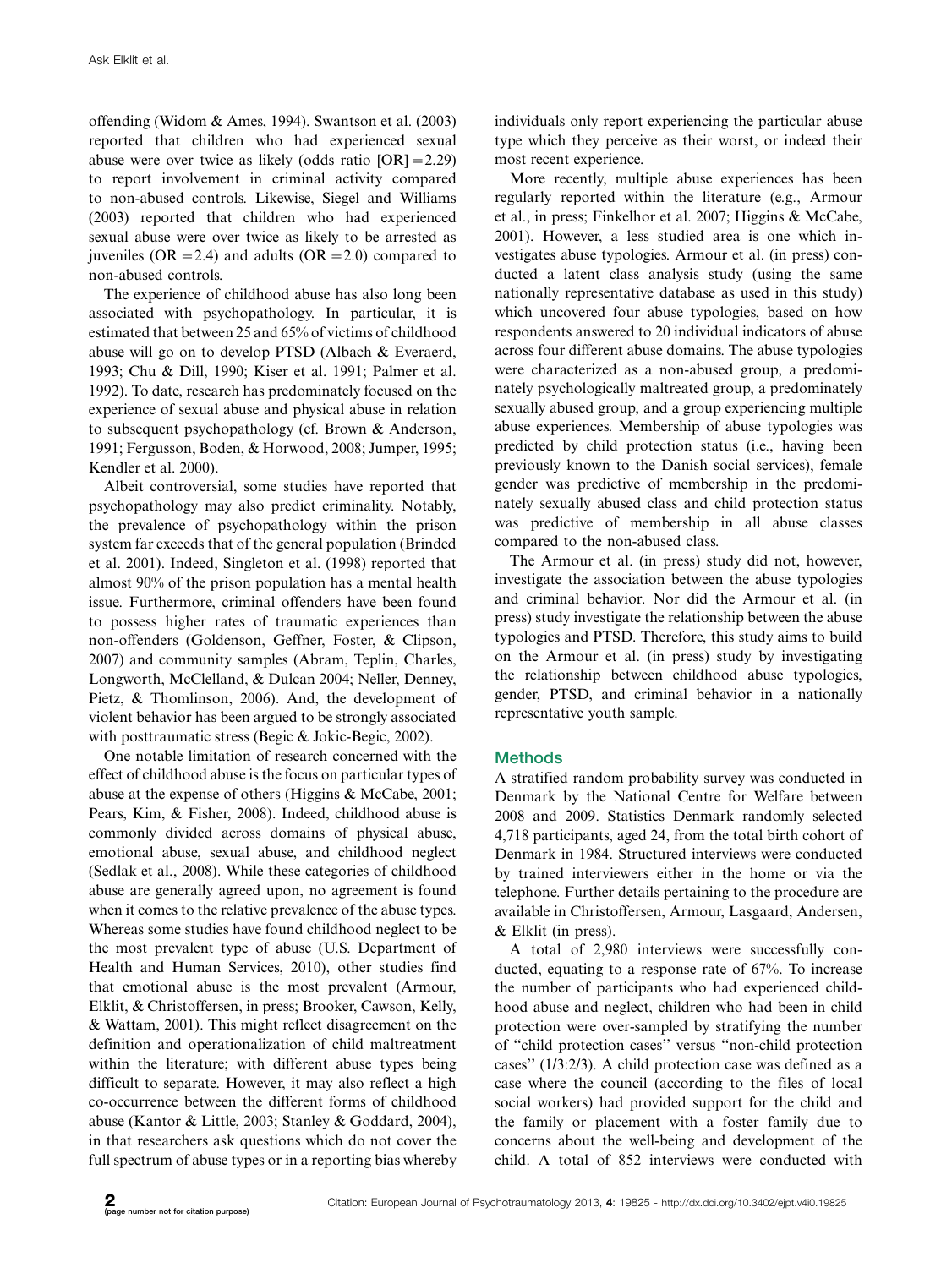offending (Widom & Ames, 1994). Swantson et al. (2003) reported that children who had experienced sexual abuse were over twice as likely (odds ratio [OR] = 2.29) to report involvement in criminal activity compared to non-abused controls. Likewise, Siegel and Williams (2003) reported that children who had experienced sexual abuse were over twice as likely to be arrested as juveniles (OR = 2.4) and adults (OR = 2.0) compared to non-abused controls.

The experience of childhood abuse has also long been associated with psychopathology. In particular, it is estimated that between 25 and 65% of victims of childhood abuse will go on to develop PTSD (Albach & Everaerd, 1993; Chu & Dill, 1990; Kiser et al. 1991; Palmer et al. 1992). To date, research has predominately focused on the experience of sexual abuse and physical abuse in relation to subsequent psychopathology (cf. Brown & Anderson, 1991; Fergusson, Boden, & Horwood, 2008; Jumper, 1995; Kendler et al. 2000).

Albeit controversial, some studies have reported that psychopathology may also predict criminality. Notably, the prevalence of psychopathology within the prison system far exceeds that of the general population (Brinded et al. 2001). Indeed, Singleton et al. (1998) reported that almost 90% of the prison population has a mental health issue. Furthermore, criminal offenders have been found to possess higher rates of traumatic experiences than non-offenders (Goldenson, Geffner, Foster, & Clipson, 2007) and community samples (Abram, Teplin, Charles, Longworth, McClelland, & Dulcan 2004; Neller, Denney, Pietz, & Thomlinson, 2006). And, the development of violent behavior has been argued to be strongly associated with posttraumatic stress (Begic & Jokic-Begic, 2002).

One notable limitation of research concerned with the effect of childhood abuse is the focus on particular types of abuse at the expense of others (Higgins & McCabe, 2001; Pears, Kim, & Fisher, 2008). Indeed, childhood abuse is commonly divided across domains of physical abuse, emotional abuse, sexual abuse, and childhood neglect (Sedlak et al., 2008). While these categories of childhood abuse are generally agreed upon, no agreement is found when it comes to the relative prevalence of the abuse types. Whereas some studies have found childhood neglect to be the most prevalent type of abuse (U.S. Department of Health and Human Services, 2010), other studies find that emotional abuse is the most prevalent (Armour, Elklit, & Christoffersen, in press; Brooker, Cawson, Kelly, & Wattam, 2001). This might reflect disagreement on the definition and operationalization of child maltreatment within the literature; with different abuse types being difficult to separate. However, it may also reflect a high co-occurrence between the different forms of childhood abuse (Kantor & Little, 2003; Stanley & Goddard, 2004), in that researchers ask questions which do not cover the full spectrum of abuse types or in a reporting bias whereby individuals only report experiencing the particular abuse type which they perceive as their worst, or indeed their most recent experience.

More recently, multiple abuse experiences has been regularly reported within the literature (e.g., Armour et al., in press; Finkelhor et al. 2007; Higgins & McCabe, 2001). However, a less studied area is one which investigates abuse typologies. Armour et al. (in press) conducted a latent class analysis study (using the same nationally representative database as used in this study) which uncovered four abuse typologies, based on how respondents answered to 20 individual indicators of abuse across four different abuse domains. The abuse typologies were characterized as a non-abused group, a predominately psychologically maltreated group, a predominately sexually abused group, and a group experiencing multiple abuse experiences. Membership of abuse typologies was predicted by child protection status (i.e., having been previously known to the Danish social services), female gender was predictive of membership in the predominately sexually abused class and child protection status was predictive of membership in all abuse classes compared to the non-abused class.

The Armour et al. (in press) study did not, however, investigate the association between the abuse typologies and criminal behavior. Nor did the Armour et al. (in press) study investigate the relationship between the abuse typologies and PTSD. Therefore, this study aims to build on the Armour et al. (in press) study by investigating the relationship between childhood abuse typologies, gender, PTSD, and criminal behavior in a nationally representative youth sample.

## Methods

A stratified random probability survey was conducted in Denmark by the National Centre for Welfare between 2008 and 2009. Statistics Denmark randomly selected 4,718 participants, aged 24, from the total birth cohort of Denmark in 1984. Structured interviews were conducted by trained interviewers either in the home or via the telephone. Further details pertaining to the procedure are available in Christoffersen, Armour, Lasgaard, Andersen, & Elklit (in press).

A total of 2,980 interviews were successfully conducted, equating to a response rate of 67%. To increase the number of participants who had experienced childhood abuse and neglect, children who had been in child protection were over-sampled by stratifying the number of "child protection cases" versus "non-child protection cases" (1/3:2/3). A child protection case was defined as a case where the council (according to the files of local social workers) had provided support for the child and the family or placement with a foster family due to concerns about the well-being and development of the child. A total of 852 interviews were conducted with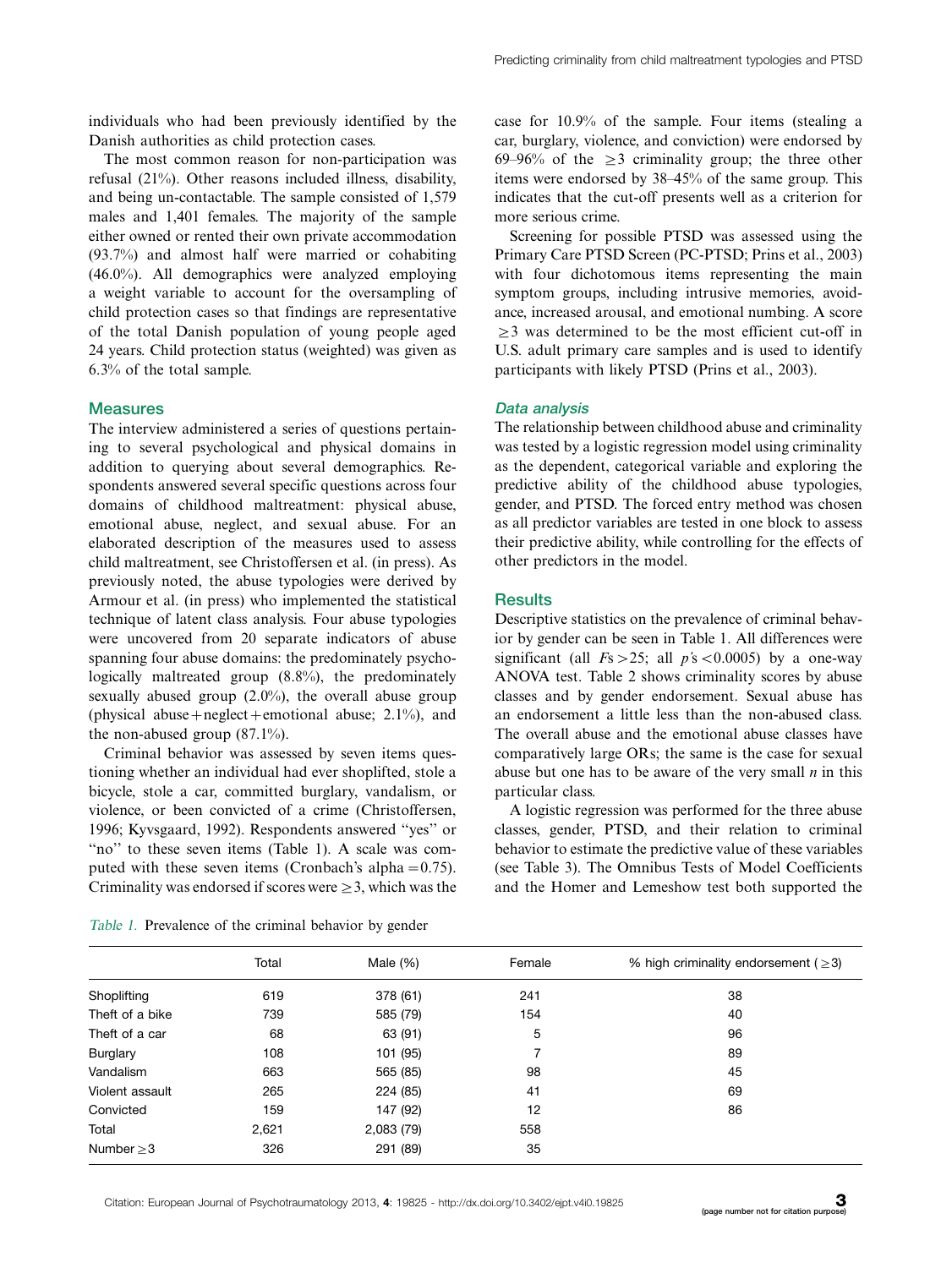individuals who had been previously identified by the Danish authorities as child protection cases.

The most common reason for non-participation was refusal (21%). Other reasons included illness, disability, and being un-contactable. The sample consisted of 1,579 males and 1,401 females. The majority of the sample either owned or rented their own private accommodation (93.7%) and almost half were married or cohabiting (46.0%). All demographics were analyzed employing a weight variable to account for the oversampling of child protection cases so that findings are representative of the total Danish population of young people aged 24 years. Child protection status (weighted) was given as 6.3% of the total sample.

## Measures

The interview administered a series of questions pertaining to several psychological and physical domains in addition to querying about several demographics. Respondents answered several specific questions across four domains of childhood maltreatment: physical abuse, emotional abuse, neglect, and sexual abuse. For an elaborated description of the measures used to assess child maltreatment, see Christoffersen et al. (in press). As previously noted, the abuse typologies were derived by Armour et al. (in press) who implemented the statistical technique of latent class analysis. Four abuse typologies were uncovered from 20 separate indicators of abuse spanning four abuse domains: the predominately psychologically maltreated group (8.8%), the predominately sexually abused group (2.0%), the overall abuse group (physical abuse + neglect + emotional abuse; 2.1%), and the non-abused group (87.1%).

Criminal behavior was assessed by seven items questioning whether an individual had ever shoplifted, stole a bicycle, stole a car, committed burglary, vandalism, or violence, or been convicted of a crime (Christoffersen, 1996; Kyvsgaard, 1992). Respondents answered "yes" or "no" to these seven items (Table 1). A scale was computed with these seven items (Cronbach's alpha = 0.75). Criminality was endorsed if scores were ≥ 3, which was the case for 10.9% of the sample. Four items (stealing a car, burglary, violence, and conviction) were endorsed by 69–96% of the ≥ 3 criminality group; the three other items were endorsed by 38–45% of the same group. This indicates that the cut-off presents well as a criterion for more serious crime.

Screening for possible PTSD was assessed using the Primary Care PTSD Screen (PC-PTSD; Prins et al., 2003) with four dichotomous items representing the main symptom groups, including intrusive memories, avoidance, increased arousal, and emotional numbing. A score ≥ 3 was determined to be the most efficient cut-off in U.S. adult primary care samples and is used to identify participants with likely PTSD (Prins et al., 2003).

### *Data analysis*

The relationship between childhood abuse and criminality was tested by a logistic regression model using criminality as the dependent, categorical variable and exploring the predictive ability of the childhood abuse typologies, gender, and PTSD. The forced entry method was chosen as all predictor variables are tested in one block to assess their predictive ability, while controlling for the effects of other predictors in the model.

## Results

Descriptive statistics on the prevalence of criminal behavior by gender can be seen in Table 1. All differences were significant (all $F$s > 25; all $p$'s < 0.0005) by a one-way ANOVA test. Table 2 shows criminality scores by abuse classes and by gender endorsement. Sexual abuse has an endorsement a little less than the non-abused class. The overall abuse and the emotional abuse classes have comparatively large ORs; the same is the case for sexual abuse but one has to be aware of the very small $n$ in this particular class.

A logistic regression was performed for the three abuse classes, gender, PTSD, and their relation to criminal behavior to estimate the predictive value of these variables (see Table 3). The Omnibus Tests of Model Coefficients and the Homer and Lemeshow test both supported the

*Table 1.* Prevalence of the criminal behavior by gender

| | Total | Male (%) | Female | % high criminality endorsement (≥3) |
|---|---|---|---|---|
| Shoplifting | 619 | 378 (61) | 241 | 38 |
| Theft of a bike | 739 | 585 (79) | 154 | 40 |
| Theft of a car | 68 | 63 (91) | 5 | 96 |
| Burglary | 108 | 101 (95) | 7 | 89 |
| Vandalism | 663 | 565 (85) | 98 | 45 |
| Violent assault | 265 | 224 (85) | 41 | 69 |
| Convicted | 159 | 147 (92) | 12 | 86 |
| Total | 2,621 | 2,083 (79) | 558 | |
| Number ≥3 | 326 | 291 (89) | 35 | |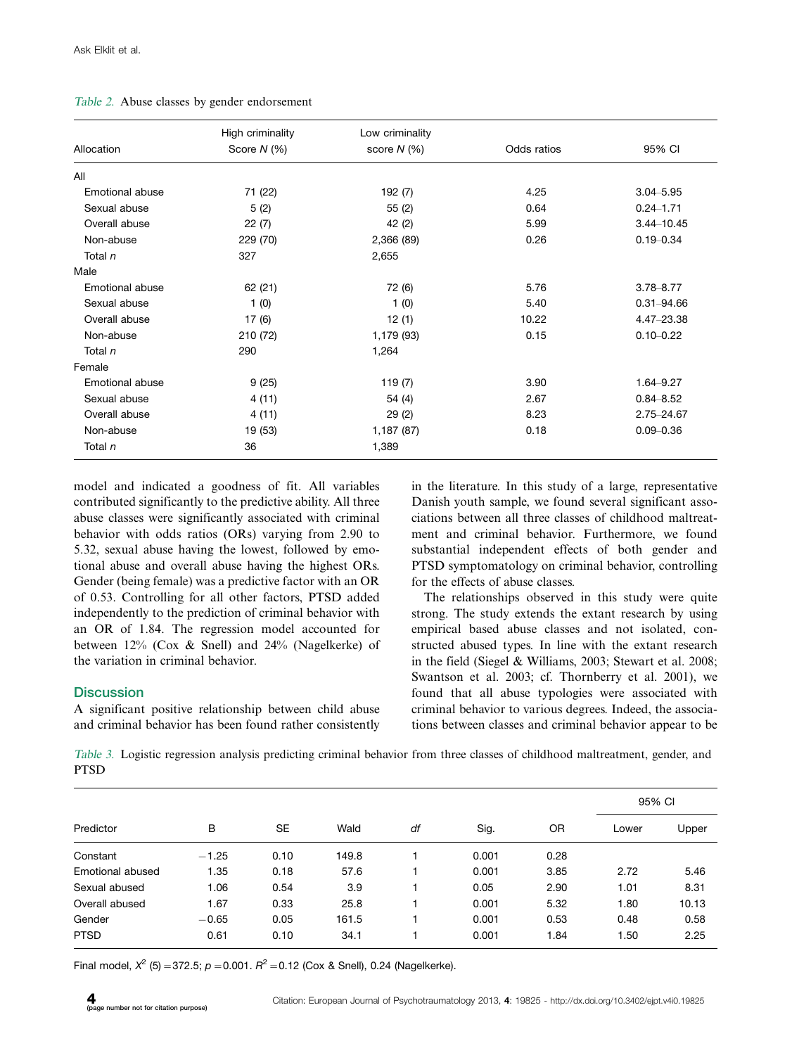*Table 2.* Abuse classes by gender endorsement

| Allocation | High criminality Score N (%) | Low criminality score N (%) | Odds ratios | 95% CI |
|---|---|---|---|---|
| All | | | | |
| Emotional abuse | 71 (22) | 192 (7) | 4.25 | 3.04–5.95 |
| Sexual abuse | 5 (2) | 55 (2) | 0.64 | 0.24–1.71 |
| Overall abuse | 22 (7) | 42 (2) | 5.99 | 3.44–10.45 |
| Non-abuse | 229 (70) | 2,366 (89) | 0.26 | 0.19–0.34 |
| Total *n* | 327 | 2,655 | | |
| Male | | | | |
| Emotional abuse | 62 (21) | 72 (6) | 5.76 | 3.78–8.77 |
| Sexual abuse | 1 (0) | 1 (0) | 5.40 | 0.31–94.66 |
| Overall abuse | 17 (6) | 12 (1) | 10.22 | 4.47–23.38 |
| Non-abuse | 210 (72) | 1,179 (93) | 0.15 | 0.10–0.22 |
| Total *n* | 290 | 1,264 | | |
| Female | | | | |
| Emotional abuse | 9 (25) | 119 (7) | 3.90 | 1.64–9.27 |
| Sexual abuse | 4 (11) | 54 (4) | 2.67 | 0.84–8.52 |
| Overall abuse | 4 (11) | 29 (2) | 8.23 | 2.75–24.67 |
| Non-abuse | 19 (53) | 1,187 (87) | 0.18 | 0.09–0.36 |
| Total *n* | 36 | 1,389 | | |

model and indicated a goodness of fit. All variables contributed significantly to the predictive ability. All three abuse classes were significantly associated with criminal behavior with odds ratios (ORs) varying from 2.90 to 5.32, sexual abuse having the lowest, followed by emotional abuse and overall abuse having the highest ORs. Gender (being female) was a predictive factor with an OR of 0.53. Controlling for all other factors, PTSD added independently to the prediction of criminal behavior with an OR of 1.84. The regression model accounted for between 12% (Cox & Snell) and 24% (Nagelkerke) of the variation in criminal behavior.

## Discussion

A significant positive relationship between child abuse and criminal behavior has been found rather consistently in the literature. In this study of a large, representative Danish youth sample, we found several significant associations between all three classes of childhood maltreatment and criminal behavior. Furthermore, we found substantial independent effects of both gender and PTSD symptomatology on criminal behavior, controlling for the effects of abuse classes.

The relationships observed in this study were quite strong. The study extends the extant research by using empirical based abuse classes and not isolated, constructed abused types. In line with the extant research in the field (Siegel & Williams, 2003; Stewart et al. 2008; Swantson et al. 2003; cf. Thornberry et al. 2001), we found that all abuse typologies were associated with criminal behavior to various degrees. Indeed, the associations between classes and criminal behavior appear to be

*Table 3.* Logistic regression analysis predicting criminal behavior from three classes of childhood maltreatment, gender, and PTSD

| Predictor | B | SE | Wald | *df* | Sig. | OR | 95% CI Lower | 95% CI Upper |
|---|---|---|---|---|---|---|---|---|
| Constant | −1.25 | 0.10 | 149.8 | 1 | 0.001 | 0.28 | | |
| Emotional abused | 1.35 | 0.18 | 57.6 | 1 | 0.001 | 3.85 | 2.72 | 5.46 |
| Sexual abused | 1.06 | 0.54 | 3.9 | 1 | 0.05 | 2.90 | 1.01 | 8.31 |
| Overall abused | 1.67 | 0.33 | 25.8 | 1 | 0.001 | 5.32 | 1.80 | 10.13 |
| Gender | −0.65 | 0.05 | 161.5 | 1 | 0.001 | 0.53 | 0.48 | 0.58 |
| PTSD | 0.61 | 0.10 | 34.1 | 1 | 0.001 | 1.84 | 1.50 | 2.25 |

Final model, $X^2$ (5) = 372.5; $p$ = 0.001. $R^2$ = 0.12 (Cox & Snell), 0.24 (Nagelkerke).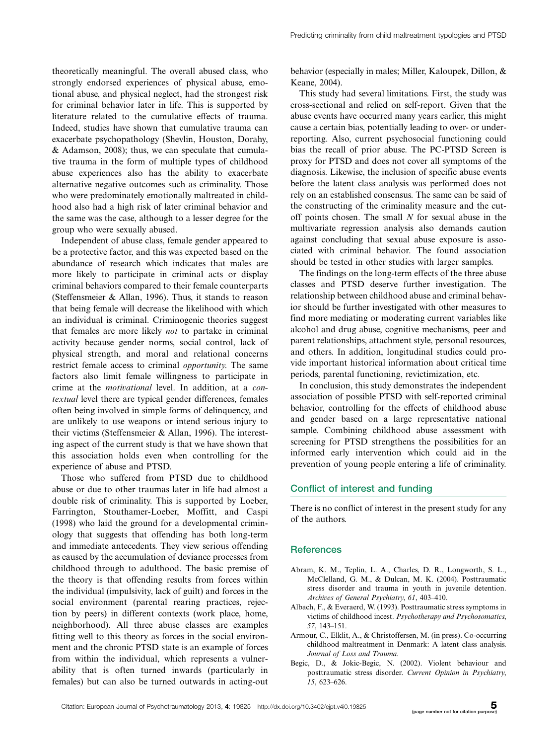theoretically meaningful. The overall abused class, who strongly endorsed experiences of physical abuse, emotional abuse, and physical neglect, had the strongest risk for criminal behavior later in life. This is supported by literature related to the cumulative effects of trauma. Indeed, studies have shown that cumulative trauma can exacerbate psychopathology (Shevlin, Houston, Dorahy, & Adamson, 2008); thus, we can speculate that cumulative trauma in the form of multiple types of childhood abuse experiences also has the ability to exacerbate alternative negative outcomes such as criminality. Those who were predominately emotionally maltreated in childhood also had a high risk of later criminal behavior and the same was the case, although to a lesser degree for the group who were sexually abused.

Independent of abuse class, female gender appeared to be a protective factor, and this was expected based on the abundance of research which indicates that males are more likely to participate in criminal acts or display criminal behaviors compared to their female counterparts (Steffensmeier & Allan, 1996). Thus, it stands to reason that being female will decrease the likelihood with which an individual is criminal. Criminogenic theories suggest that females are more likely *not* to partake in criminal activity because gender norms, social control, lack of physical strength, and moral and relational concerns restrict female access to criminal *opportunity*. The same factors also limit female willingness to participate in crime at the *motivational* level. In addition, at a *contextual* level there are typical gender differences, females often being involved in simple forms of delinquency, and are unlikely to use weapons or intend serious injury to their victims (Steffensmeier & Allan, 1996). The interesting aspect of the current study is that we have shown that this association holds even when controlling for the experience of abuse and PTSD.

Those who suffered from PTSD due to childhood abuse or due to other traumas later in life had almost a double risk of criminality. This is supported by Loeber, Farrington, Stouthamer-Loeber, Moffitt, and Caspi (1998) who laid the ground for a developmental criminology that suggests that offending has both long-term and immediate antecedents. They view serious offending as caused by the accumulation of deviance processes from childhood through to adulthood. The basic premise of the theory is that offending results from forces within the individual (impulsivity, lack of guilt) and forces in the social environment (parental rearing practices, rejection by peers) in different contexts (work place, home, neighborhood). All three abuse classes are examples fitting well to this theory as forces in the social environment and the chronic PTSD state is an example of forces from within the individual, which represents a vulnerability that is often turned inwards (particularly in females) but can also be turned outwards in acting-out behavior (especially in males; Miller, Kaloupek, Dillon, & Keane, 2004).

This study had several limitations. First, the study was cross-sectional and relied on self-report. Given that the abuse events have occurred many years earlier, this might cause a certain bias, potentially leading to over- or under-reporting. Also, current psychosocial functioning could bias the recall of prior abuse. The PC-PTSD Screen is proxy for PTSD and does not cover all symptoms of the diagnosis. Likewise, the inclusion of specific abuse events before the latent class analysis was performed does not rely on an established consensus. The same can be said of the constructing of the criminality measure and the cut-off points chosen. The small *N* for sexual abuse in the multivariate regression analysis also demands caution against concluding that sexual abuse exposure is associated with criminal behavior. The found association should be tested in other studies with larger samples.

The findings on the long-term effects of the three abuse classes and PTSD deserve further investigation. The relationship between childhood abuse and criminal behavior should be further investigated with other measures to find more mediating or moderating current variables like alcohol and drug abuse, cognitive mechanisms, peer and parent relationships, attachment style, personal resources, and others. In addition, longitudinal studies could provide important historical information about critical time periods, parental functioning, revictimization, etc.

In conclusion, this study demonstrates the independent association of possible PTSD with self-reported criminal behavior, controlling for the effects of childhood abuse and gender based on a large representative national sample. Combining childhood abuse assessment with screening for PTSD strengthens the possibilities for an informed early intervention which could aid in the prevention of young people entering a life of criminality.

## Conflict of interest and funding

There is no conflict of interest in the present study for any of the authors.

## References

Abram, K. M., Teplin, L. A., Charles, D. R., Longworth, S. L., McClelland, G. M., & Dulcan, M. K. (2004). Posttraumatic stress disorder and trauma in youth in juvenile detention. *Archives of General Psychiatry*, *61*, 403–410.

Albach, F., & Everaerd, W. (1993). Posttraumatic stress symptoms in victims of childhood incest. *Psychotherapy and Psychosomatics*, *57*, 143–151.

Armour, C., Elklit, A., & Christoffersen, M. (in press). Co-occurring childhood maltreatment in Denmark: A latent class analysis. *Journal of Loss and Trauma*.

Begic, D., & Jokic-Begic, N. (2002). Violent behaviour and posttraumatic stress disorder. *Current Opinion in Psychiatry*, *15*, 623–626.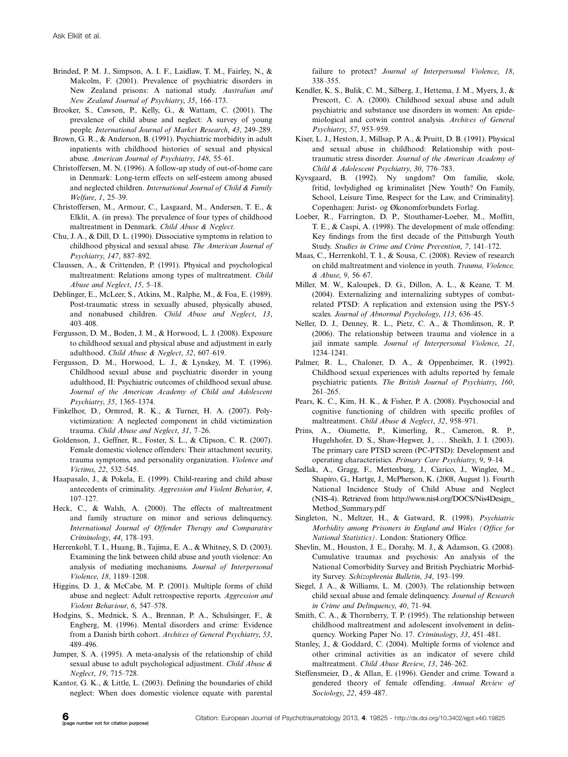Brinded, P. M. J., Simpson, A. I. F., Laidlaw, T. M., Fairley, N., & Malcolm, F. (2001). Prevalence of psychiatric disorders in New Zealand prisons: A national study. *Australian and New Zealand Journal of Psychiatry*, *35*, 166–173.

Brooker, S., Cawson, P., Kelly, G., & Wattam, C. (2001). The prevalence of child abuse and neglect: A survey of young people. *International Journal of Market Research*, *43*, 249–289.

Brown, G. R., & Anderson, B. (1991). Psychiatric morbidity in adult inpatients with childhood histories of sexual and physical abuse. *American Journal of Psychiatry*, *148*, 55–61.

Christoffersen, M. N. (1996). A follow-up study of out-of-home care in Denmark: Long-term effects on self-esteem among abused and neglected children. *International Journal of Child & Family Welfare*, *1*, 25–39.

Christoffersen, M., Armour, C., Lasgaard, M., Andersen, T. E., & Elklit, A. (in press). The prevalence of four types of childhood maltreatment in Denmark. *Child Abuse & Neglect*.

Chu, J. A., & Dill, D. L. (1990). Dissociative symptoms in relation to childhood physical and sexual abuse. *The American Journal of Psychiatry*, *147*, 887–892.

Claussen, A., & Crittenden, P. (1991). Physical and psychological maltreatment: Relations among types of maltreatment. *Child Abuse and Neglect*, *15*, 5–18.

Deblinger, E., McLeer, S., Atkins, M., Ralphe, M., & Foa, E. (1989). Post-traumatic stress in sexually abused, physically abused, and nonabused children. *Child Abuse and Neglect*, *13*, 403–408.

Fergusson, D. M., Boden, J. M., & Horwood, L. J. (2008). Exposure to childhood sexual and physical abuse and adjustment in early adulthood. *Child Abuse & Neglect*, *32*, 607–619.

Fergusson, D. M., Horwood, L. J., & Lynskey, M. T. (1996). Childhood sexual abuse and psychiatric disorder in young adulthood, II: Psychiatric outcomes of childhood sexual abuse. *Journal of the American Academy of Child and Adolescent Psychiatry*, *35*, 1365–1374.

Finkelhor, D., Ormrod, R. K., & Turner, H. A. (2007). Poly-victimization: A neglected component in child victimization trauma. *Child Abuse and Neglect*, *31*, 7–26.

Goldenson, J., Geffner, R., Foster, S. L., & Clipson, C. R. (2007). Female domestic violence offenders: Their attachment security, trauma symptoms, and personality organization. *Violence and Victims*, *22*, 532–545.

Haapasalo, J., & Pokela, E. (1999). Child-rearing and child abuse antecedents of criminality. *Aggression and Violent Behavior*, *4*, 107–127.

Heck, C., & Walsh, A. (2000). The effects of maltreatment and family structure on minor and serious delinquency. *International Journal of Offender Therapy and Comparative Criminology*, *44*, 178–193.

Herrenkohl, T. I., Huang, B., Tajima, E. A., & Whitney, S. D. (2003). Examining the link between child abuse and youth violence: An analysis of mediating mechanisms. *Journal of Interpersonal Violence*, *18*, 1189–1208.

Higgins, D. J., & McCabe, M. P. (2001). Multiple forms of child abuse and neglect: Adult retrospective reports. *Aggression and Violent Behaviour*, *6*, 547–578.

Hodgins, S., Mednick, S. A., Brennan, P. A., Schulsinger, F., & Engberg, M. (1996). Mental disorders and crime: Evidence from a Danish birth cohort. *Archives of General Psychiatry*, *53*, 489–496.

Jumper, S. A. (1995). A meta-analysis of the relationship of child sexual abuse to adult psychological adjustment. *Child Abuse & Neglect*, *19*, 715–728.

Kantor, G. K., & Little, L. (2003). Defining the boundaries of child neglect: When does domestic violence equate with parental failure to protect? *Journal of Interpersonal Violence*, *18*, 338–355.

Kendler, K. S., Bulik, C. M., Silberg, J., Hettema, J. M., Myers, J., & Prescott, C. A. (2000). Childhood sexual abuse and adult psychiatric and substance use disorders in women: An epidemiological and cotwin control analysis. *Archives of General Psychiatry*, *57*, 953–959.

Kiser, L. J., Heston, J., Millsap, P. A., & Pruitt, D. B. (1991). Physical and sexual abuse in childhood: Relationship with post-traumatic stress disorder. *Journal of the American Academy of Child & Adolescent Psychiatry*, *30*, 776–783.

Kyvsgaard, B. (1992). Ny ungdom? Om familie, skole, fritid, lovlydighed og kriminalitet [New Youth? On Family, School, Leisure Time, Respect for the Law, and Criminality]. Copenhagen: Jurist- og Økonomforbundets Forlag.

Loeber, R., Farrington, D. P., Stouthamer-Loeber, M., Moffitt, T. E., & Caspi, A. (1998). The development of male offending: Key findings from the first decade of the Pittsburgh Youth Study. *Studies in Crime and Crime Prevention*, *7*, 141–172.

Maas, C., Herrenkohl, T. I., & Sousa, C. (2008). Review of research on child maltreatment and violence in youth. *Trauma, Violence, & Abuse*, *9*, 56–67.

Miller, M. W., Kaloupek, D. G., Dillon, A. L., & Keane, T. M. (2004). Externalizing and internalizing subtypes of combat-related PTSD: A replication and extension using the PSY-5 scales. *Journal of Abnormal Psychology*, *113*, 636–45.

Neller, D. J., Denney, R. L., Pietz, C. A., & Thomlinson, R. P. (2006). The relationship between trauma and violence in a jail inmate sample. *Journal of Interpersonal Violence*, *21*, 1234–1241.

Palmer, R. L., Chaloner, D. A., & Oppenheimer, R. (1992). Childhood sexual experiences with adults reported by female psychiatric patients. *The British Journal of Psychiatry*, *160*, 261–265.

Pears, K. C., Kim, H. K., & Fisher, P. A. (2008). Psychosocial and cognitive functioning of children with specific profiles of maltreatment. *Child Abuse & Neglect*, *32*, 958–971.

Prins, A., Oiumette, P., Kimerling, R., Cameron, R. P., Hugelshofer, D. S., Shaw-Hegwer, J., … Sheikh, J. I. (2003). The primary care PTSD screen (PC-PTSD): Development and operating characteristics. *Primary Care Psychiatry*, *9*, 9–14.

Sedlak, A., Gragg, F., Mettenburg, J., Ciarico, J., Winglee, M., Shapiro, G., Hartge, J., McPherson, K. (2008, August 1). Fourth National Incidence Study of Child Abuse and Neglect (NIS-4). Retrieved from http://www.nis4.org/DOCS/Nis4Design_Method_Summary.pdf

Singleton, N., Meltzer, H., & Gatward, R. (1998). *Psychiatric Morbidity among Prisoners in England and Wales (Office for National Statistics)*. London: Stationery Office.

Shevlin, M., Houston, J. E., Dorahy, M. J., & Adamson, G. (2008). Cumulative traumas and psychosis: An analysis of the National Comorbidity Survey and British Psychiatric Morbidity Survey. *Schizophrenia Bulletin*, *34*, 193–199.

Siegel, J. A., & Williams, L. M. (2003). The relationship between child sexual abuse and female delinquency. *Journal of Research in Crime and Delinquency*, *40*, 71–94.

Smith, C. A., & Thornberry, T. P. (1995). The relationship between childhood maltreatment and adolescent involvement in delinquency. Working Paper No. 17. *Criminology*, *33*, 451–481.

Stanley, J., & Goddard, C. (2004). Multiple forms of violence and other criminal activities as an indicator of severe child maltreatment. *Child Abuse Review*, *13*, 246–262.

Steffensmeier, D., & Allan, E. (1996). Gender and crime. Toward a gendered theory of female offending. *Annual Review of Sociology*, *22*, 459–487.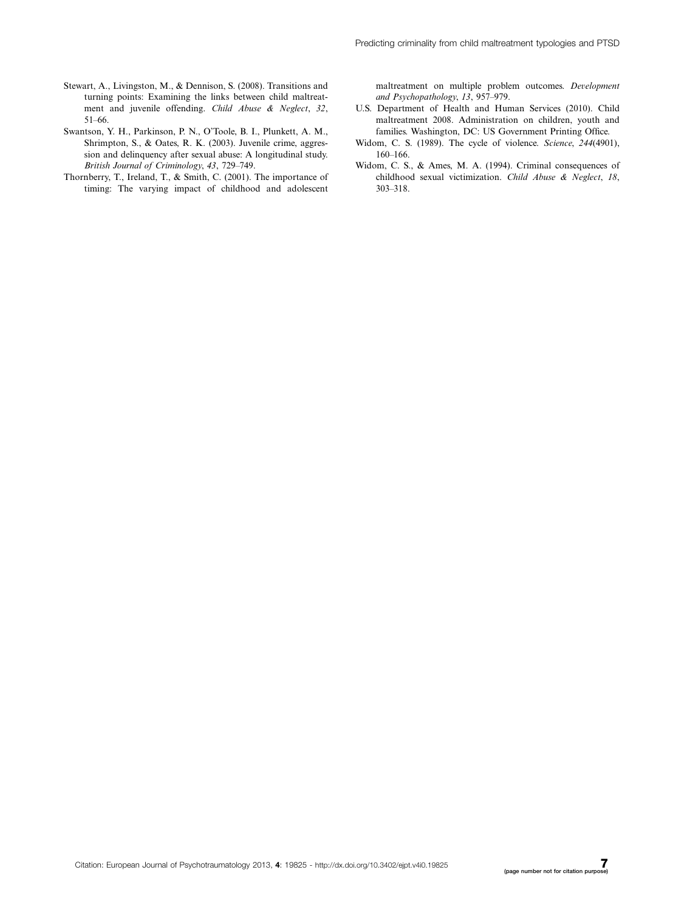Stewart, A., Livingston, M., & Dennison, S. (2008). Transitions and turning points: Examining the links between child maltreatment and juvenile offending. *Child Abuse & Neglect*, *32*, 51–66.

Swantson, Y. H., Parkinson, P. N., O'Toole, B. I., Plunkett, A. M., Shrimpton, S., & Oates, R. K. (2003). Juvenile crime, aggression and delinquency after sexual abuse: A longitudinal study. *British Journal of Criminology*, *43*, 729–749.

Thornberry, T., Ireland, T., & Smith, C. (2001). The importance of timing: The varying impact of childhood and adolescent maltreatment on multiple problem outcomes. *Development and Psychopathology*, *13*, 957–979.

U.S. Department of Health and Human Services (2010). Child maltreatment 2008. Administration on children, youth and families. Washington, DC: US Government Printing Office.

Widom, C. S. (1989). The cycle of violence. *Science*, *244*(4901), 160–166.

Widom, C. S., & Ames, M. A. (1994). Criminal consequences of childhood sexual victimization. *Child Abuse & Neglect*, *18*, 303–318.